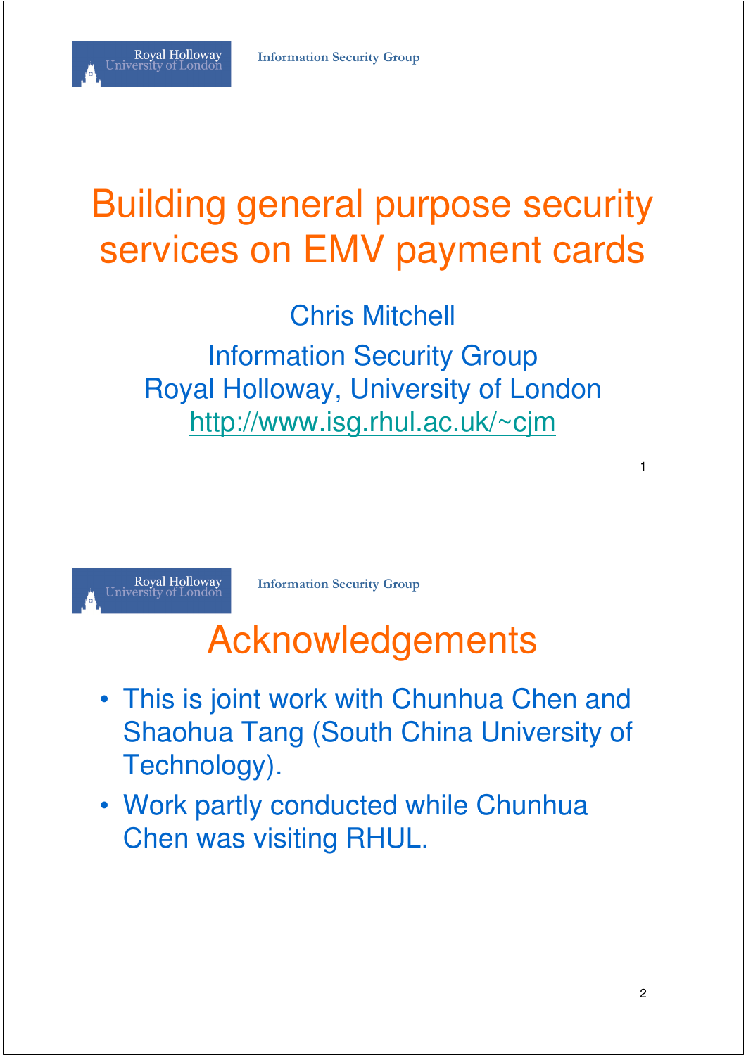# Building general purpose security services on EMV payment cards

Chris Mitchell

Information Security Group
Royal Holloway, University of London
http://www.isg.rhul.ac.uk/~cjm

## Acknowledgements

- This is joint work with Chunhua Chen and Shaohua Tang (South China University of Technology).
- Work partly conducted while Chunhua Chen was visiting RHUL.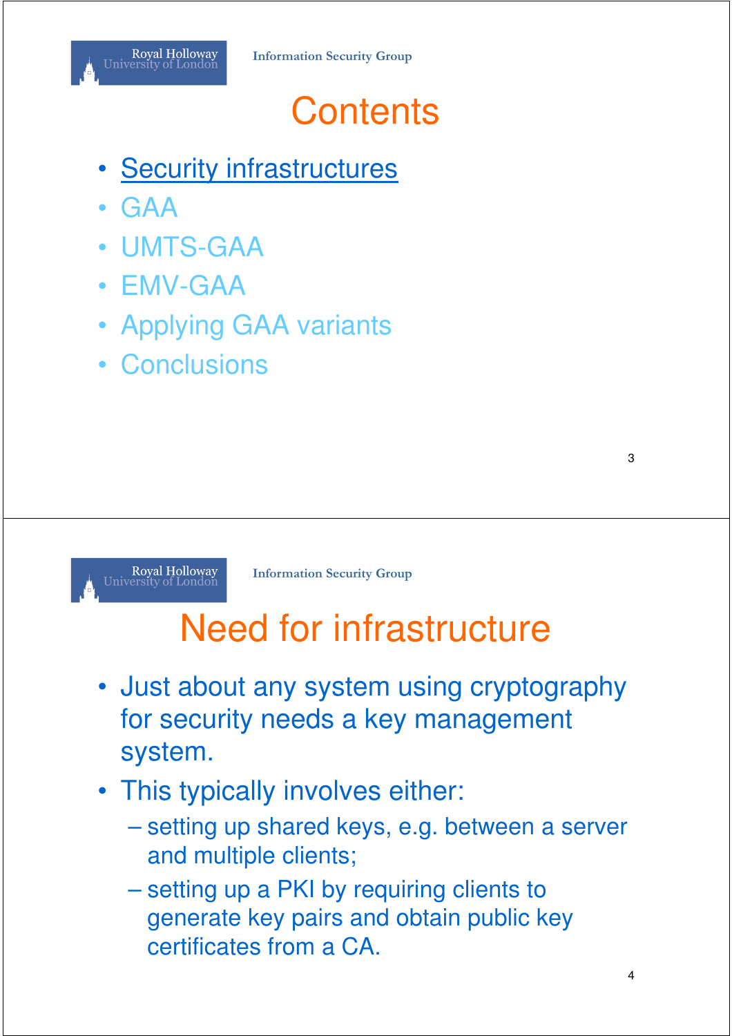# Contents

- Security infrastructures
- GAA
- UMTS-GAA
- EMV-GAA
- Applying GAA variants
- Conclusions

# Need for infrastructure

- Just about any system using cryptography for security needs a key management system.
- This typically involves either:
  - setting up shared keys, e.g. between a server and multiple clients;
  - setting up a PKI by requiring clients to generate key pairs and obtain public key certificates from a CA.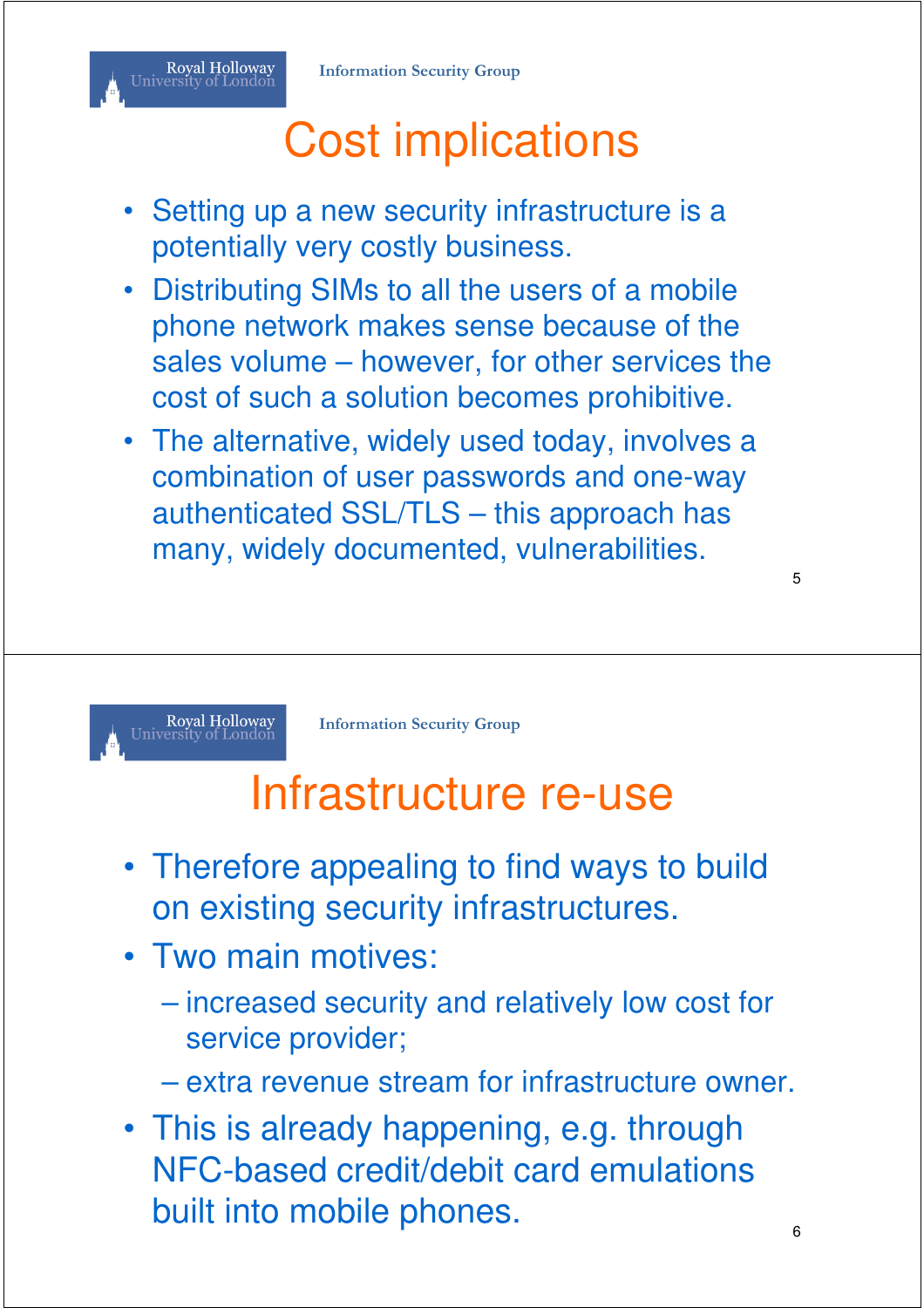# Cost implications

- Setting up a new security infrastructure is a potentially very costly business.
- Distributing SIMs to all the users of a mobile phone network makes sense because of the sales volume – however, for other services the cost of such a solution becomes prohibitive.
- The alternative, widely used today, involves a combination of user passwords and one-way authenticated SSL/TLS – this approach has many, widely documented, vulnerabilities.

# Infrastructure re-use

- Therefore appealing to find ways to build on existing security infrastructures.
- Two main motives:
  - increased security and relatively low cost for service provider;
  - extra revenue stream for infrastructure owner.
- This is already happening, e.g. through NFC-based credit/debit card emulations built into mobile phones.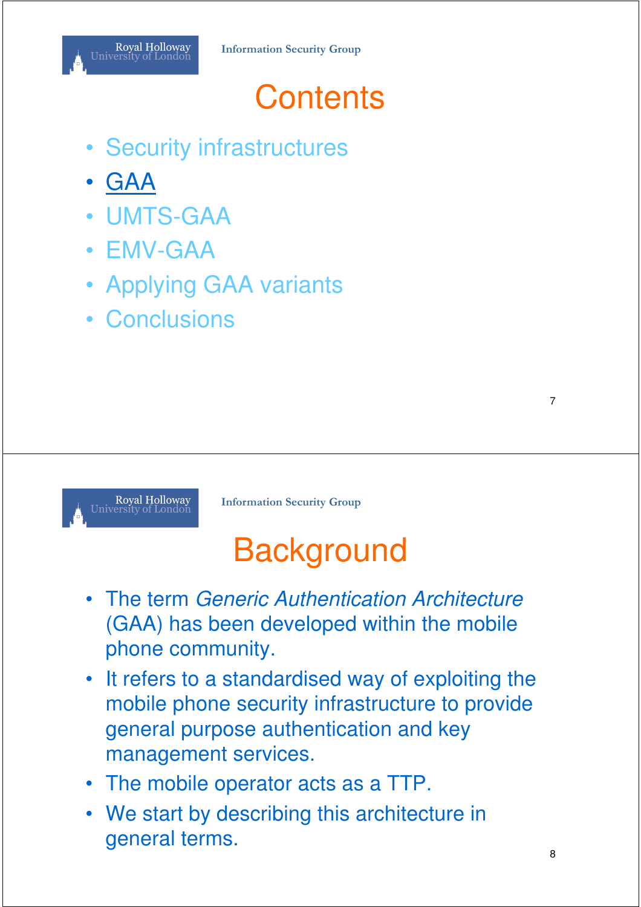# Contents

- Security infrastructures
- GAA
- UMTS-GAA
- EMV-GAA
- Applying GAA variants
- Conclusions

# Background

- The term *Generic Authentication Architecture* (GAA) has been developed within the mobile phone community.
- It refers to a standardised way of exploiting the mobile phone security infrastructure to provide general purpose authentication and key management services.
- The mobile operator acts as a TTP.
- We start by describing this architecture in general terms.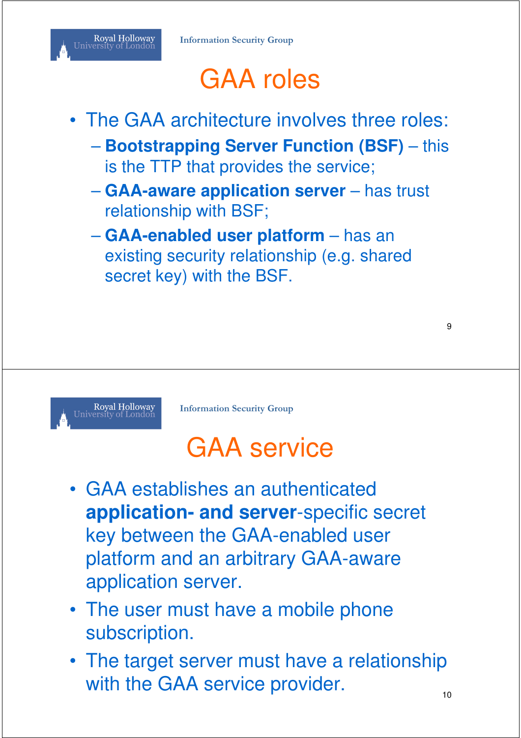# GAA roles

- The GAA architecture involves three roles:
  - **Bootstrapping Server Function (BSF)** – this is the TTP that provides the service;
  - **GAA-aware application server** – has trust relationship with BSF;
  - **GAA-enabled user platform** – has an existing security relationship (e.g. shared secret key) with the BSF.

# GAA service

- GAA establishes an authenticated **application- and server**-specific secret key between the GAA-enabled user platform and an arbitrary GAA-aware application server.
- The user must have a mobile phone subscription.
- The target server must have a relationship with the GAA service provider.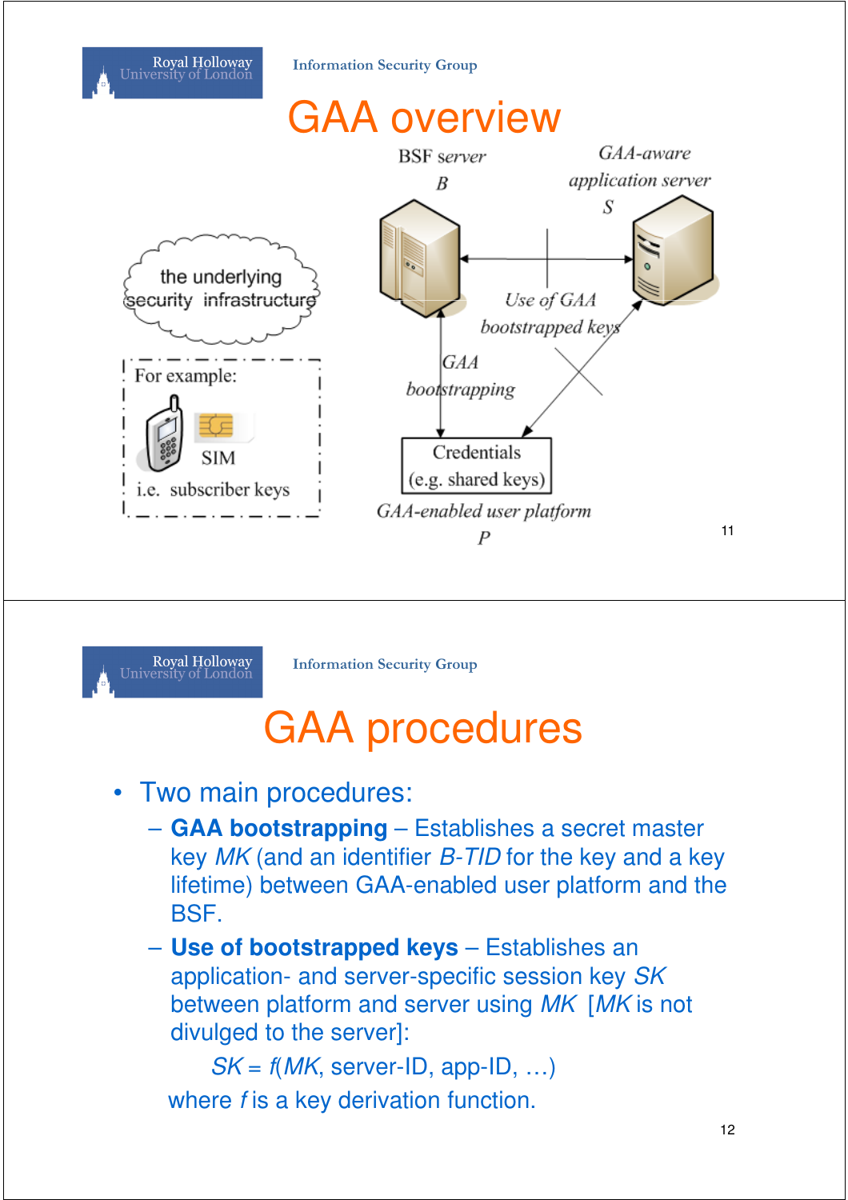# GAA overview

BSF server *B*

GAA-aware application server *S*

the underlying security infrastructure

For example:

SIM

i.e. subscriber keys

Use of GAA bootstrapped keys

GAA bootstrapping

Credentials (e.g. shared keys)

GAA-enabled user platform *P*

# GAA procedures

- Two main procedures:
  - **GAA bootstrapping** – Establishes a secret master key *MK* (and an identifier *B-TID* for the key and a key lifetime) between GAA-enabled user platform and the BSF.
  - **Use of bootstrapped keys** – Establishes an application- and server-specific session key *SK* between platform and server using *MK* [*MK* is not divulged to the server]:

    $SK = f(MK, \text{server-ID}, \text{app-ID}, \ldots)$

    where *f* is a key derivation function.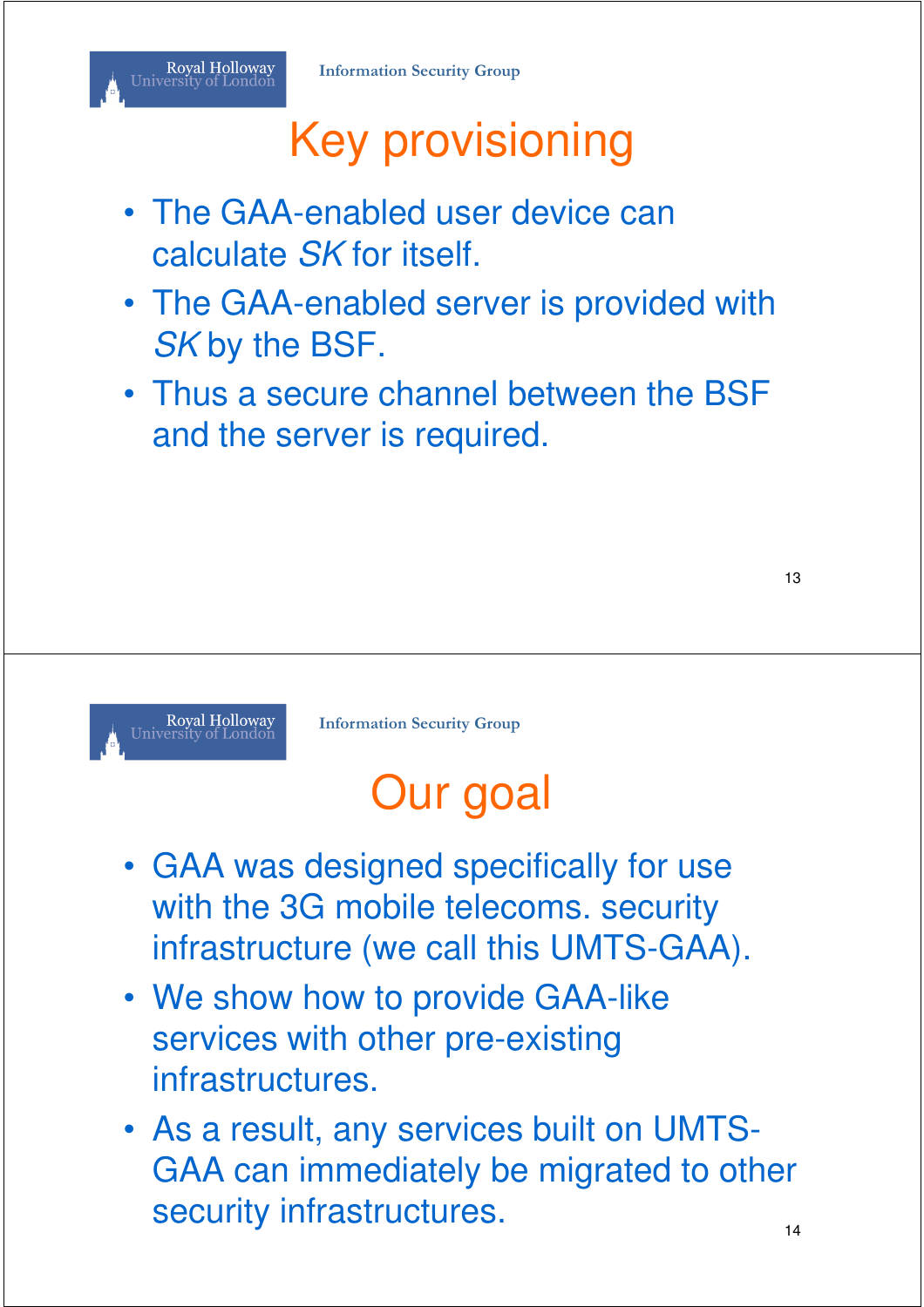# Key provisioning

- The GAA-enabled user device can calculate *SK* for itself.
- The GAA-enabled server is provided with *SK* by the BSF.
- Thus a secure channel between the BSF and the server is required.

# Our goal

- GAA was designed specifically for use with the 3G mobile telecoms. security infrastructure (we call this UMTS-GAA).
- We show how to provide GAA-like services with other pre-existing infrastructures.
- As a result, any services built on UMTS-GAA can immediately be migrated to other security infrastructures.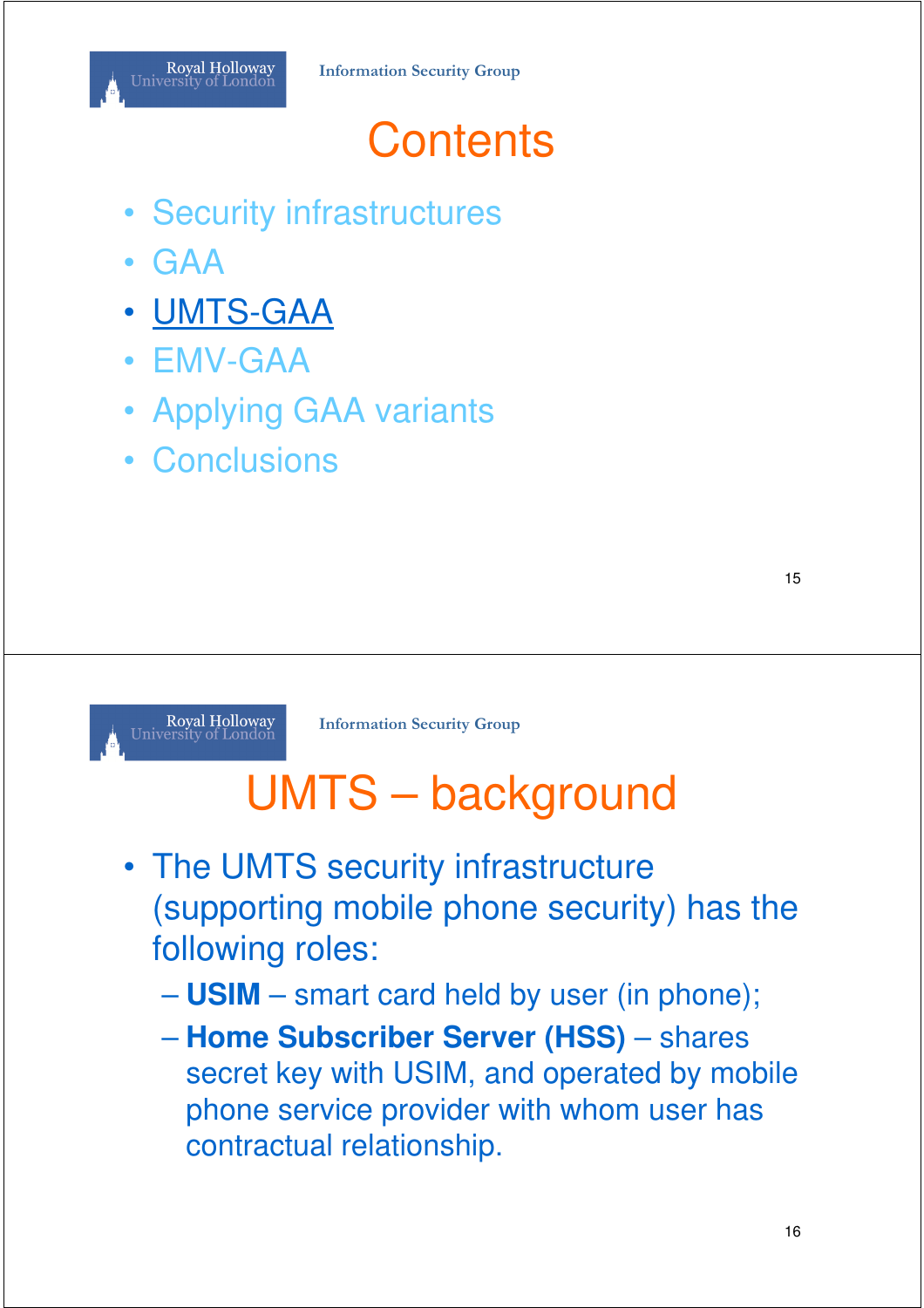# Contents

- Security infrastructures
- GAA
- **UMTS-GAA**
- EMV-GAA
- Applying GAA variants
- Conclusions

# UMTS – background

- The UMTS security infrastructure (supporting mobile phone security) has the following roles:
  - **USIM** – smart card held by user (in phone);
  - **Home Subscriber Server (HSS)** – shares secret key with USIM, and operated by mobile phone service provider with whom user has contractual relationship.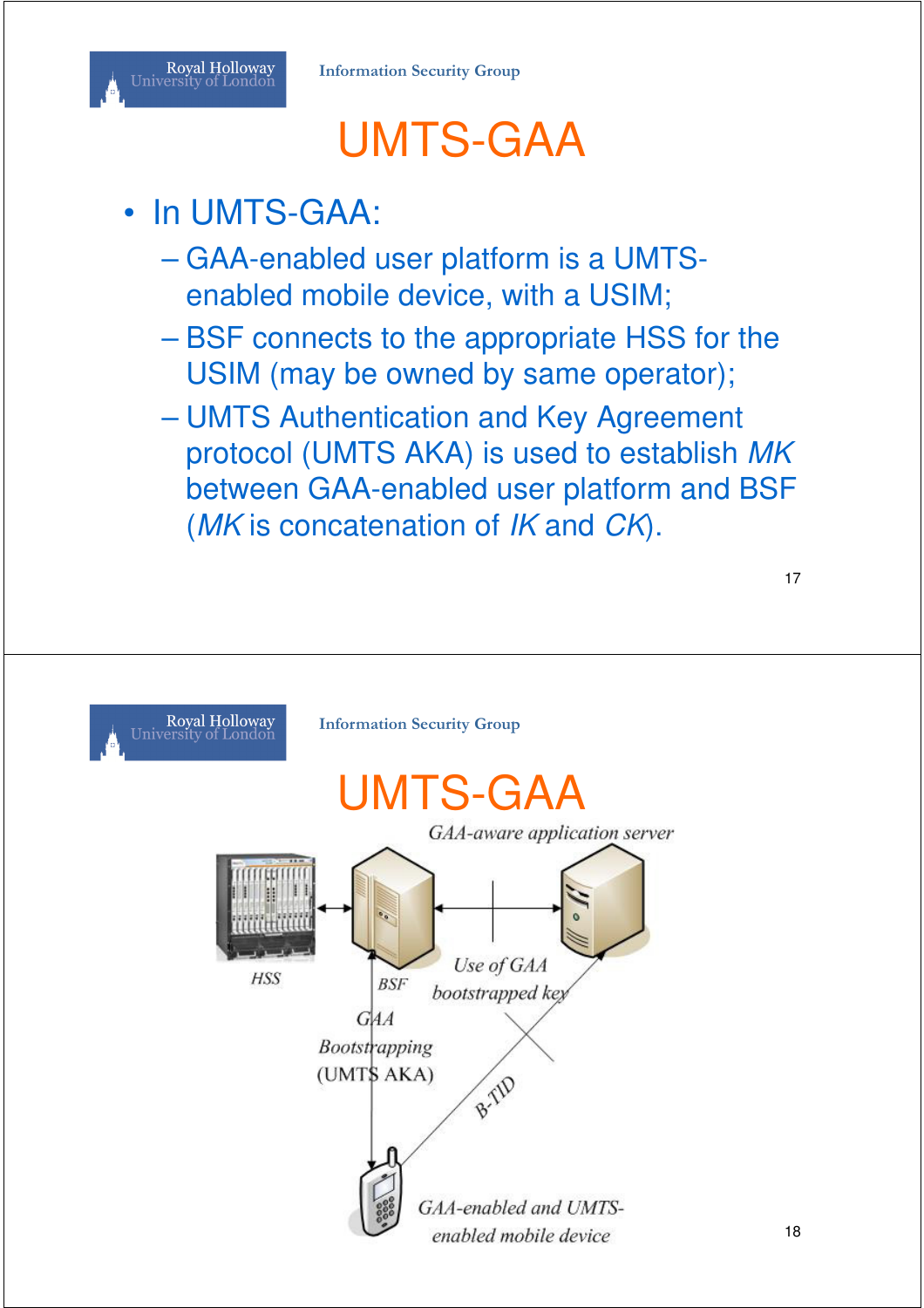# UMTS-GAA

- In UMTS-GAA:
  - GAA-enabled user platform is a UMTS-enabled mobile device, with a USIM;
  - BSF connects to the appropriate HSS for the USIM (may be owned by same operator);
  - UMTS Authentication and Key Agreement protocol (UMTS AKA) is used to establish *MK* between GAA-enabled user platform and BSF (*MK* is concatenation of *IK* and *CK*).

# UMTS-GAA

*GAA-aware application server*

*HSS*

*BSF*

*Use of GAA bootstrapped key*

*GAA Bootstrapping* (UMTS AKA)

*B-TID*

*GAA-enabled and UMTS-enabled mobile device*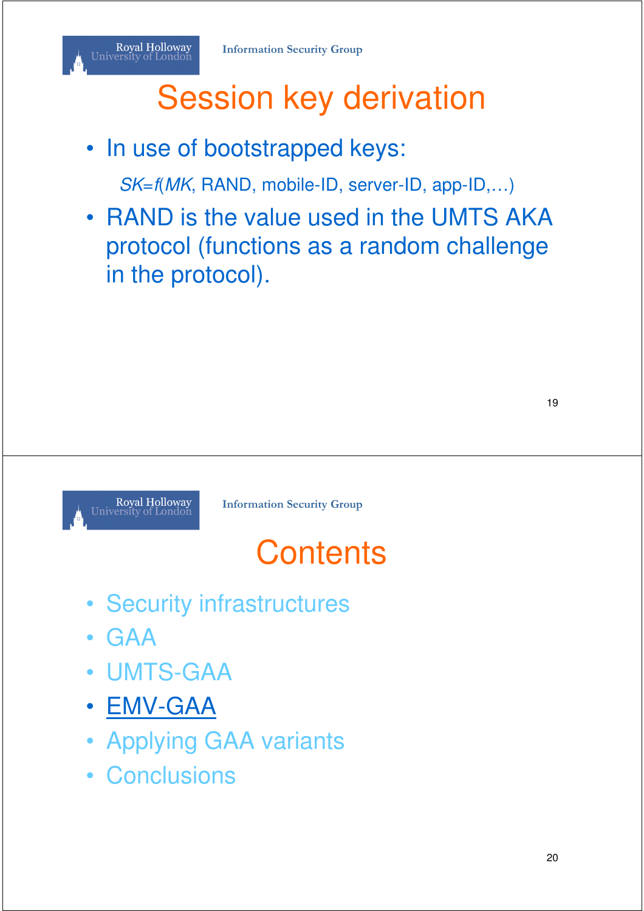# Session key derivation

- In use of bootstrapped keys:

  $SK = f(MK$, RAND, mobile-ID, server-ID, app-ID,…)

- RAND is the value used in the UMTS AKA protocol (functions as a random challenge in the protocol).

# Contents

- Security infrastructures
- GAA
- UMTS-GAA
- EMV-GAA
- Applying GAA variants
- Conclusions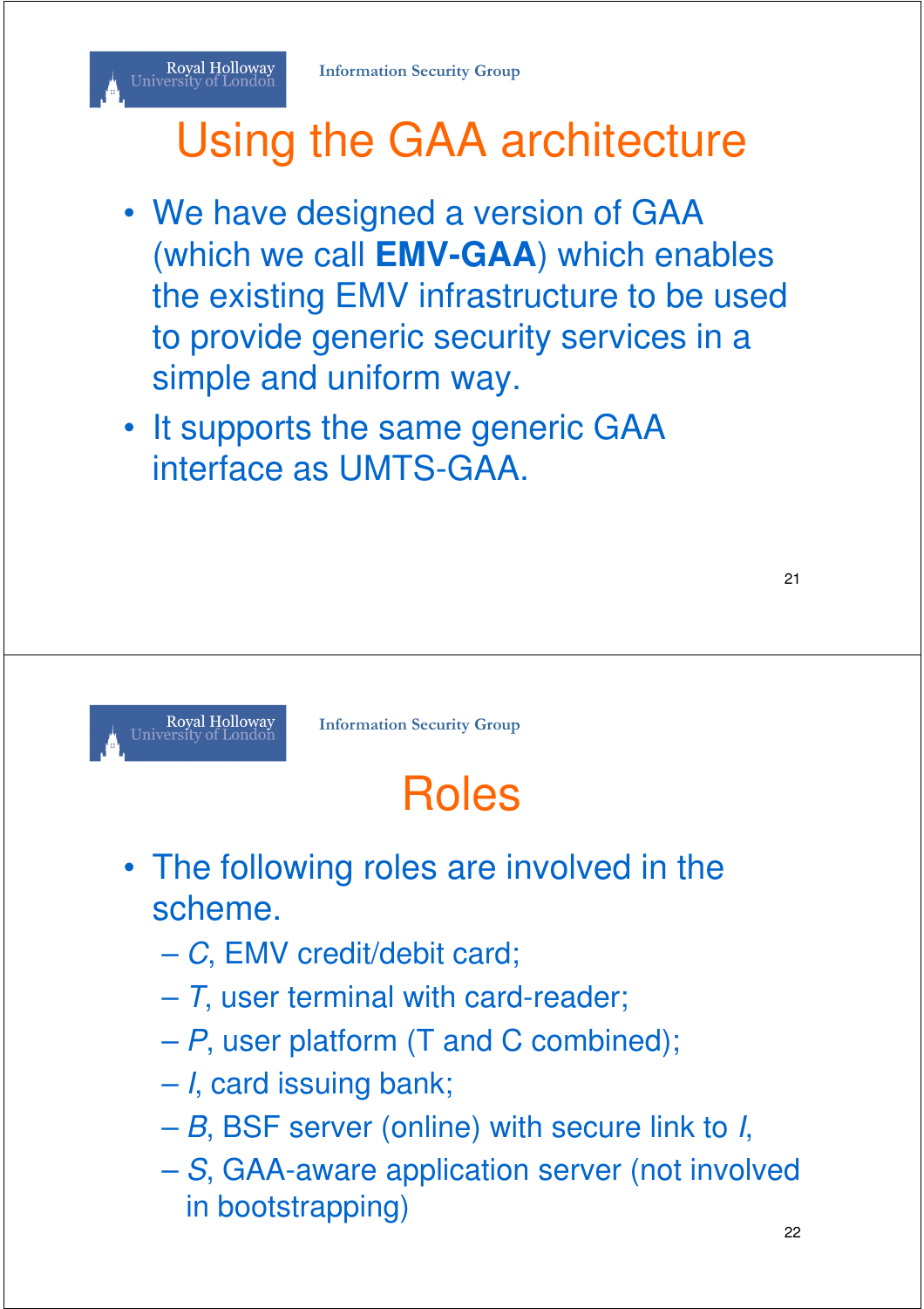# Using the GAA architecture

- We have designed a version of GAA (which we call **EMV-GAA**) which enables the existing EMV infrastructure to be used to provide generic security services in a simple and uniform way.
- It supports the same generic GAA interface as UMTS-GAA.

# Roles

- The following roles are involved in the scheme.
  - *C*, EMV credit/debit card;
  - *T*, user terminal with card-reader;
  - *P*, user platform (T and C combined);
  - *I*, card issuing bank;
  - *B*, BSF server (online) with secure link to *I*,
  - *S*, GAA-aware application server (not involved in bootstrapping)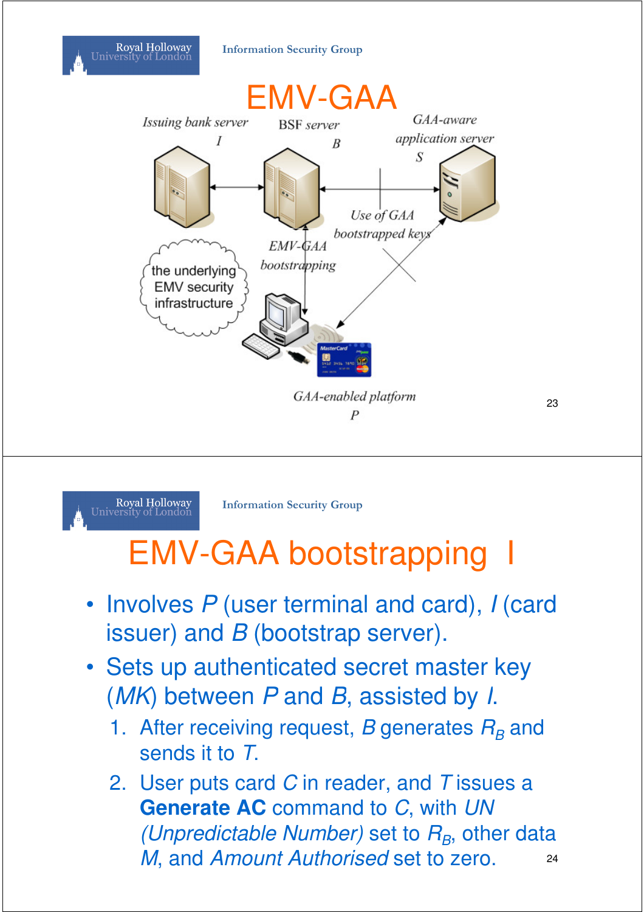# EMV-GAA

Issuing bank server *I*

BSF server *B*

GAA-aware application server *S*

Use of GAA bootstrapped keys

EMV-GAA bootstrapping

the underlying EMV security infrastructure

GAA-enabled platform *P*

# EMV-GAA bootstrapping I

- Involves *P* (user terminal and card), *I* (card issuer) and *B* (bootstrap server).
- Sets up authenticated secret master key (*MK*) between *P* and *B*, assisted by *I*.
  1. After receiving request, *B* generates $R_B$ and sends it to *T*.
  2. User puts card *C* in reader, and *T* issues a **Generate AC** command to *C*, with *UN (Unpredictable Number)* set to $R_B$, other data *M*, and *Amount Authorised* set to zero.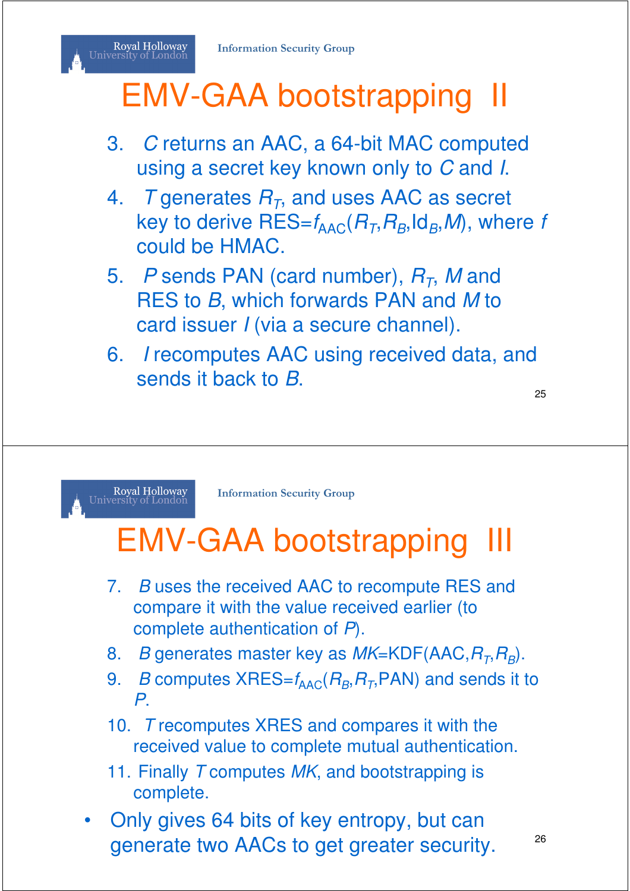# EMV-GAA bootstrapping II

3. *C* returns an AAC, a 64-bit MAC computed using a secret key known only to *C* and *I*.
4. *T* generates $R_T$, and uses AAC as secret key to derive RES=$f_{AAC}(R_T,R_B,\mathrm{Id}_B,M)$, where *f* could be HMAC.
5. *P* sends PAN (card number), $R_T$, *M* and RES to *B*, which forwards PAN and *M* to card issuer *I* (via a secure channel).
6. *I* recomputes AAC using received data, and sends it back to *B*.

# EMV-GAA bootstrapping III

7. *B* uses the received AAC to recompute RES and compare it with the value received earlier (to complete authentication of *P*).
8. *B* generates master key as $MK$=KDF(AAC,$R_T$,$R_B$).
9. *B* computes XRES=$f_{AAC}(R_B,R_T,\mathrm{PAN})$ and sends it to *P*.
10. *T* recomputes XRES and compares it with the received value to complete mutual authentication.
11. Finally *T* computes *MK*, and bootstrapping is complete.

- Only gives 64 bits of key entropy, but can generate two AACs to get greater security.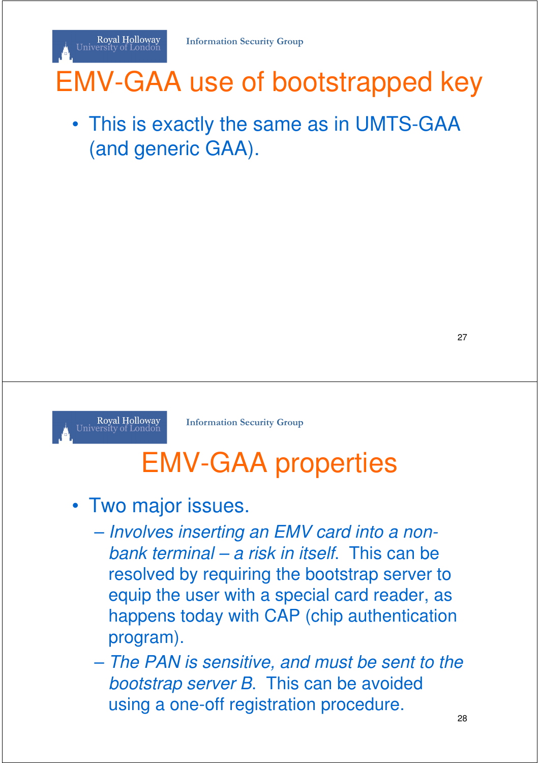# EMV-GAA use of bootstrapped key

- This is exactly the same as in UMTS-GAA (and generic GAA).

# EMV-GAA properties

- Two major issues.
  - *Involves inserting an EMV card into a non-bank terminal – a risk in itself*. This can be resolved by requiring the bootstrap server to equip the user with a special card reader, as happens today with CAP (chip authentication program).
  - *The PAN is sensitive, and must be sent to the bootstrap server B*. This can be avoided using a one-off registration procedure.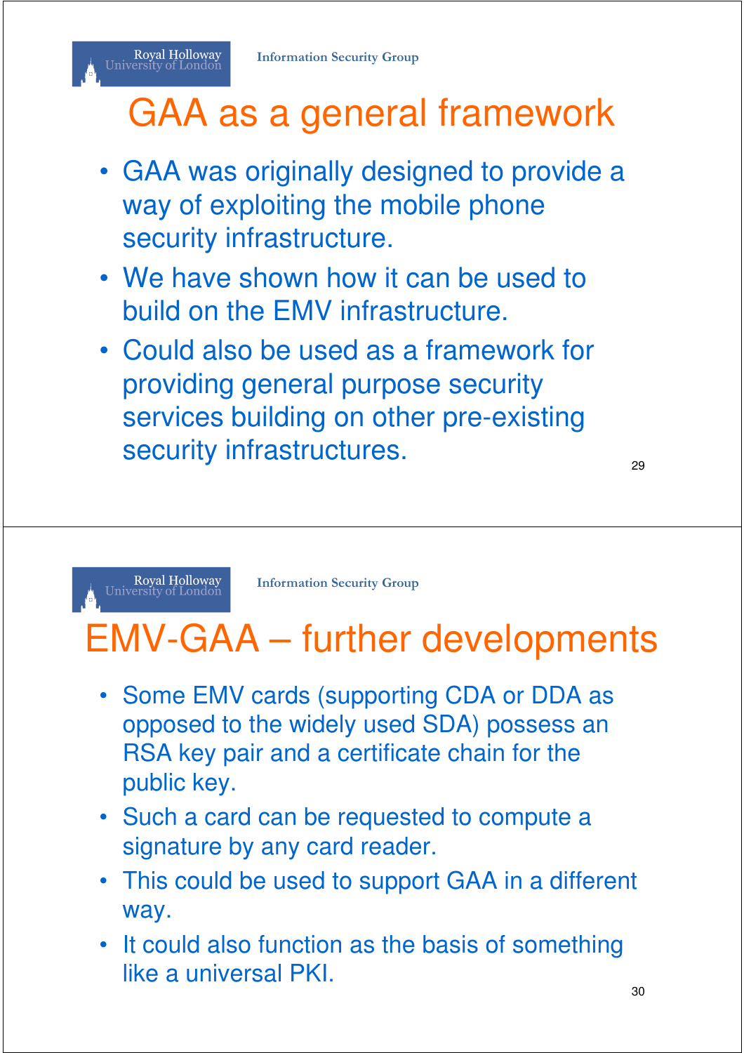# GAA as a general framework

- GAA was originally designed to provide a way of exploiting the mobile phone security infrastructure.
- We have shown how it can be used to build on the EMV infrastructure.
- Could also be used as a framework for providing general purpose security services building on other pre-existing security infrastructures.

# EMV-GAA – further developments

- Some EMV cards (supporting CDA or DDA as opposed to the widely used SDA) possess an RSA key pair and a certificate chain for the public key.
- Such a card can be requested to compute a signature by any card reader.
- This could be used to support GAA in a different way.
- It could also function as the basis of something like a universal PKI.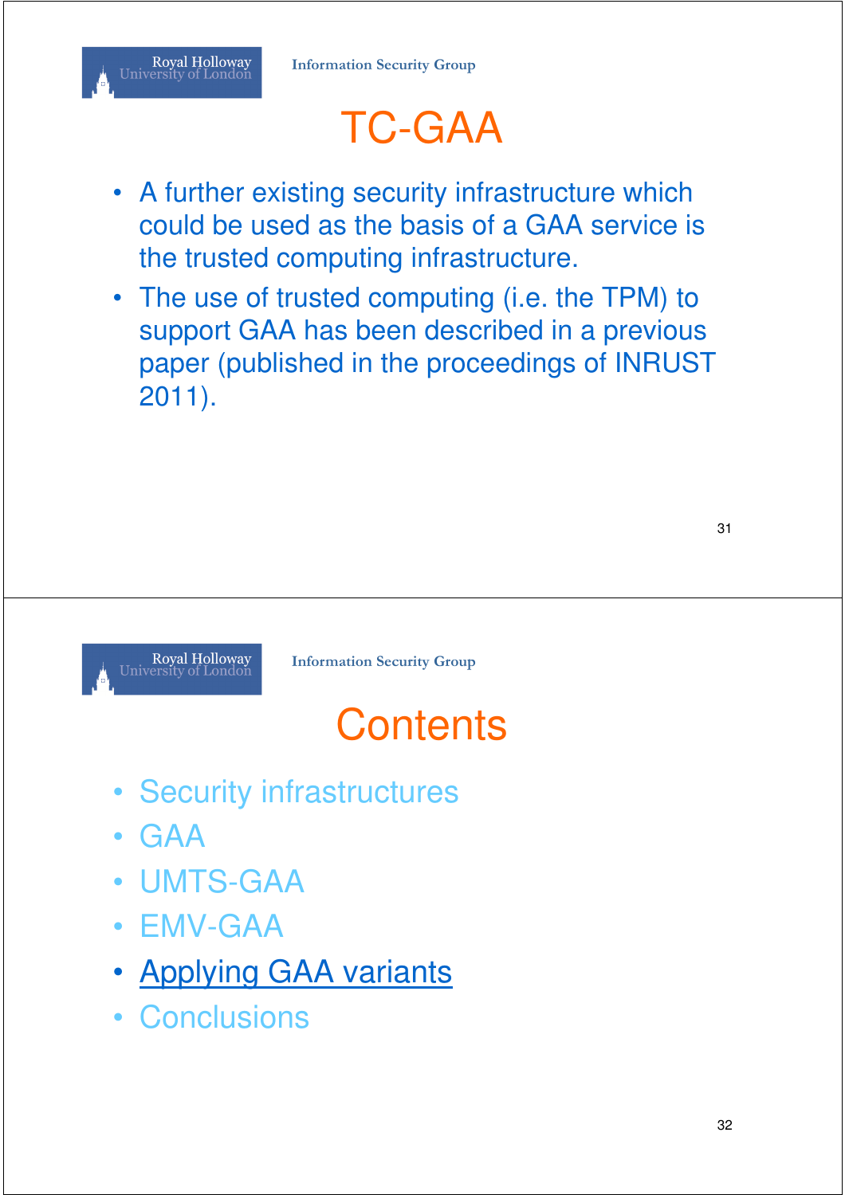# TC-GAA

- A further existing security infrastructure which could be used as the basis of a GAA service is the trusted computing infrastructure.
- The use of trusted computing (i.e. the TPM) to support GAA has been described in a previous paper (published in the proceedings of INRUST 2011).

# Contents

- Security infrastructures
- GAA
- UMTS-GAA
- EMV-GAA
- Applying GAA variants
- Conclusions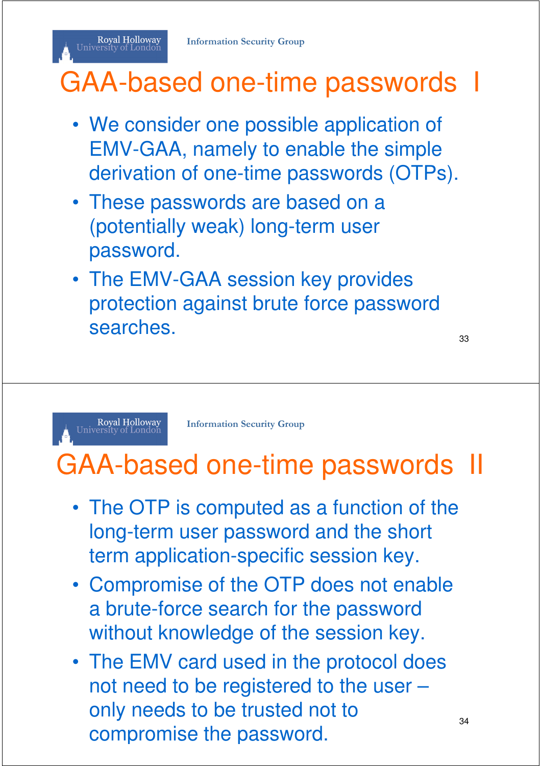# GAA-based one-time passwords I

- We consider one possible application of EMV-GAA, namely to enable the simple derivation of one-time passwords (OTPs).
- These passwords are based on a (potentially weak) long-term user password.
- The EMV-GAA session key provides protection against brute force password searches.

# GAA-based one-time passwords II

- The OTP is computed as a function of the long-term user password and the short term application-specific session key.
- Compromise of the OTP does not enable a brute-force search for the password without knowledge of the session key.
- The EMV card used in the protocol does not need to be registered to the user – only needs to be trusted not to compromise the password.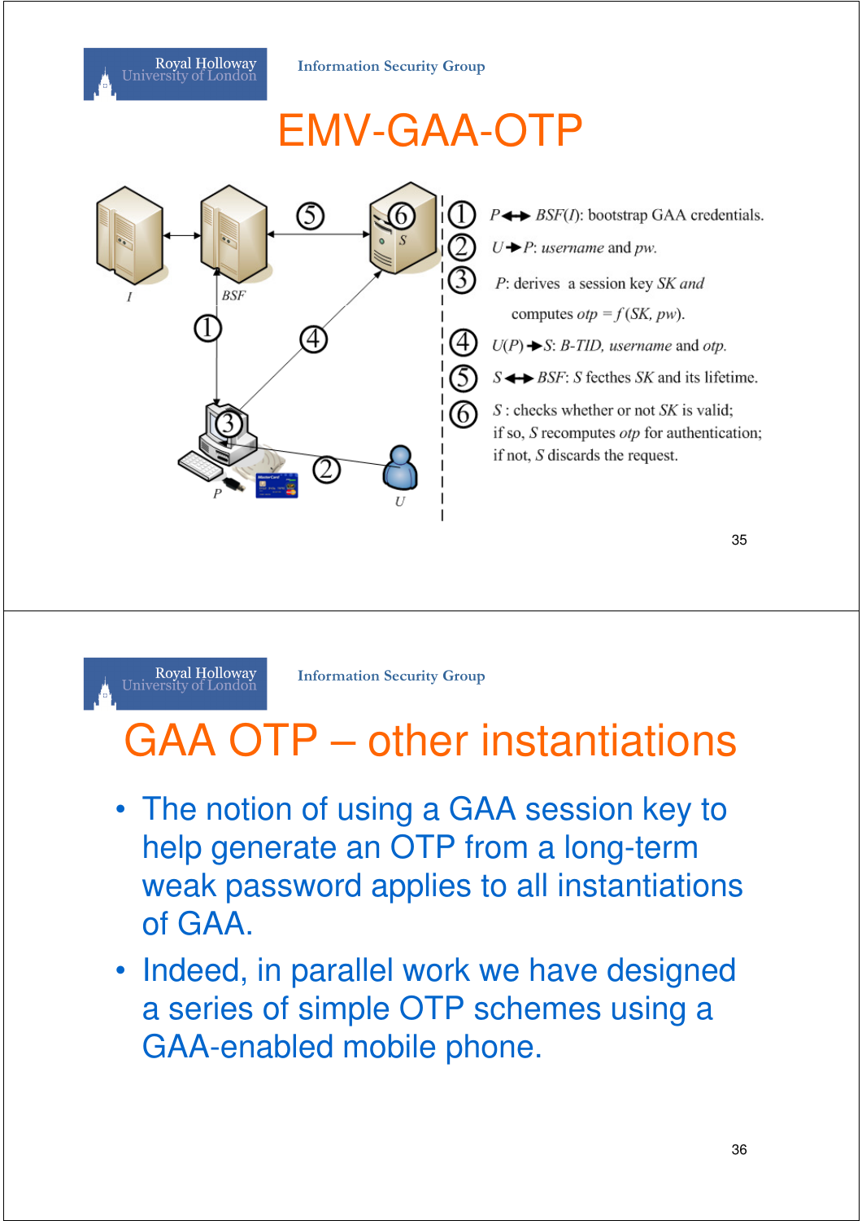# EMV-GAA-OTP

1. $P \leftrightarrow BSF(I)$: bootstrap GAA credentials.
2. $U \rightarrow P$: *username* and *pw*.
3. $P$: derives a session key $SK$ and computes $otp = f(SK, pw)$.
4. $U(P) \rightarrow S$: *B-TID*, *username* and *otp*.
5. $S \leftrightarrow BSF$: $S$ fecthes $SK$ and its lifetime.
6. $S$ : checks whether or not $SK$ is valid; if so, $S$ recomputes *otp* for authentication; if not, $S$ discards the request.

# GAA OTP – other instantiations

- The notion of using a GAA session key to help generate an OTP from a long-term weak password applies to all instantiations of GAA.
- Indeed, in parallel work we have designed a series of simple OTP schemes using a GAA-enabled mobile phone.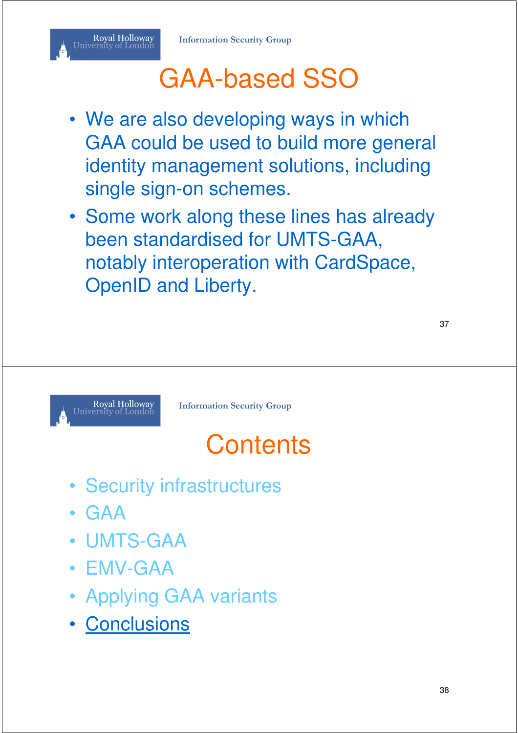# GAA-based SSO

- We are also developing ways in which GAA could be used to build more general identity management solutions, including single sign-on schemes.
- Some work along these lines has already been standardised for UMTS-GAA, notably interoperation with CardSpace, OpenID and Liberty.

# Contents

- Security infrastructures
- GAA
- UMTS-GAA
- EMV-GAA
- Applying GAA variants
- Conclusions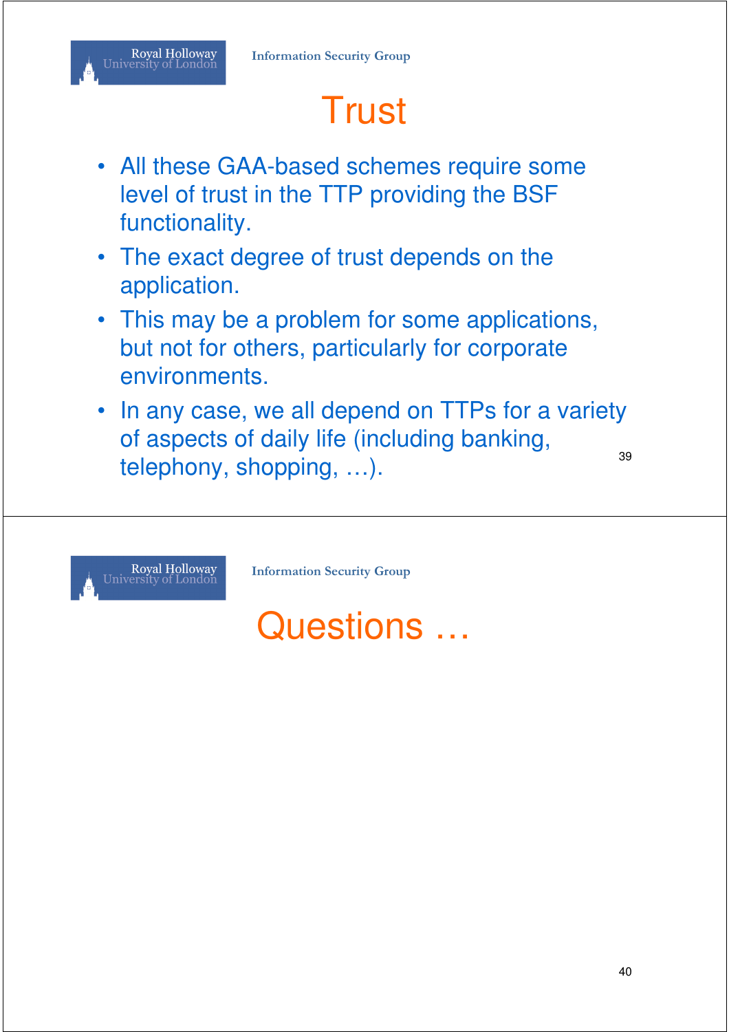# Trust

- All these GAA-based schemes require some level of trust in the TTP providing the BSF functionality.
- The exact degree of trust depends on the application.
- This may be a problem for some applications, but not for others, particularly for corporate environments.
- In any case, we all depend on TTPs for a variety of aspects of daily life (including banking, telephony, shopping, …).

# Questions …